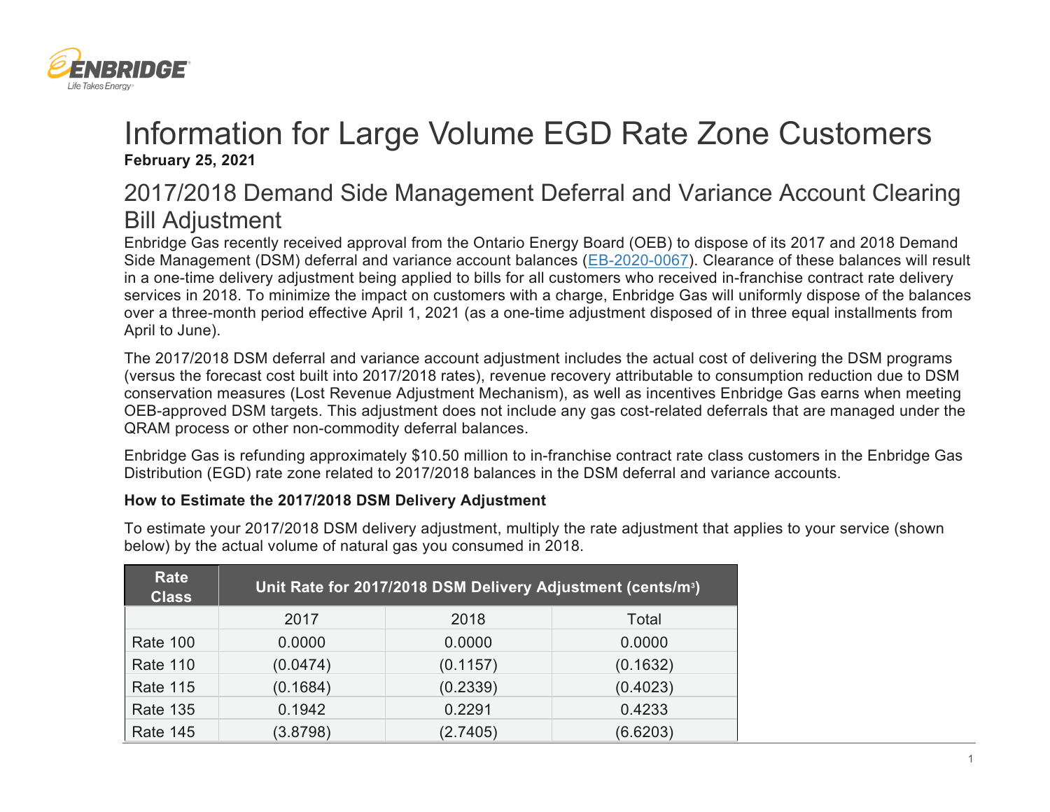# Information for Large Volume EGD Rate Zone Customers

**February 25, 2021**

## 2017/2018 Demand Side Management Deferral and Variance Account Clearing Bill Adjustment

Enbridge Gas recently received approval from the Ontario Energy Board (OEB) to dispose of its 2017 and 2018 Demand Side Management (DSM) deferral and variance account balances (EB-2020-0067). Clearance of these balances will result in a one-time delivery adjustment being applied to bills for all customers who received in-franchise contract rate delivery services in 2018. To minimize the impact on customers with a charge, Enbridge Gas will uniformly dispose of the balances over a three-month period effective April 1, 2021 (as a one-time adjustment disposed of in three equal installments from April to June).

The 2017/2018 DSM deferral and variance account adjustment includes the actual cost of delivering the DSM programs (versus the forecast cost built into 2017/2018 rates), revenue recovery attributable to consumption reduction due to DSM conservation measures (Lost Revenue Adjustment Mechanism), as well as incentives Enbridge Gas earns when meeting OEB-approved DSM targets. This adjustment does not include any gas cost-related deferrals that are managed under the QRAM process or other non-commodity deferral balances.

Enbridge Gas is refunding approximately $10.50 million to in-franchise contract rate class customers in the Enbridge Gas Distribution (EGD) rate zone related to 2017/2018 balances in the DSM deferral and variance accounts.

**How to Estimate the 2017/2018 DSM Delivery Adjustment**

To estimate your 2017/2018 DSM delivery adjustment, multiply the rate adjustment that applies to your service (shown below) by the actual volume of natural gas you consumed in 2018.

| Rate Class | Unit Rate for 2017/2018 DSM Delivery Adjustment (cents/m³) | | |
|---|---|---|---|
| | 2017 | 2018 | Total |
| Rate 100 | 0.0000 | 0.0000 | 0.0000 |
| Rate 110 | (0.0474) | (0.1157) | (0.1632) |
| Rate 115 | (0.1684) | (0.2339) | (0.4023) |
| Rate 135 | 0.1942 | 0.2291 | 0.4233 |
| Rate 145 | (3.8798) | (2.7405) | (6.6203) |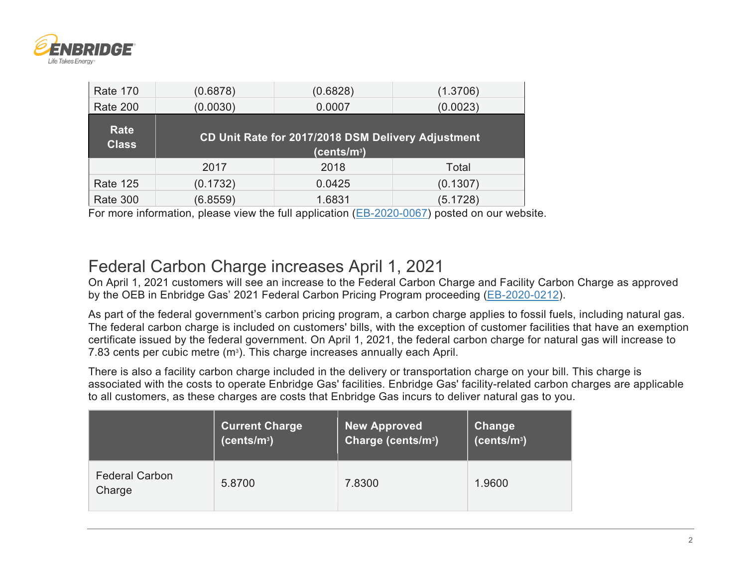| | | | |
|---|---|---|---|
| Rate 170 | (0.6878) | (0.6828) | (1.3706) |
| Rate 200 | (0.0030) | 0.0007 | (0.0023) |
| **Rate Class** | **CD Unit Rate for 2017/2018 DSM Delivery Adjustment (cents/m³)** | | |
| | 2017 | 2018 | Total |
| Rate 125 | (0.1732) | 0.0425 | (0.1307) |
| Rate 300 | (6.8559) | 1.6831 | (5.1728) |

For more information, please view the full application (EB-2020-0067) posted on our website.

## Federal Carbon Charge increases April 1, 2021

On April 1, 2021 customers will see an increase to the Federal Carbon Charge and Facility Carbon Charge as approved by the OEB in Enbridge Gas' 2021 Federal Carbon Pricing Program proceeding (EB-2020-0212).

As part of the federal government's carbon pricing program, a carbon charge applies to fossil fuels, including natural gas. The federal carbon charge is included on customers' bills, with the exception of customer facilities that have an exemption certificate issued by the federal government. On April 1, 2021, the federal carbon charge for natural gas will increase to 7.83 cents per cubic metre (m³). This charge increases annually each April.

There is also a facility carbon charge included in the delivery or transportation charge on your bill. This charge is associated with the costs to operate Enbridge Gas' facilities. Enbridge Gas' facility-related carbon charges are applicable to all customers, as these charges are costs that Enbridge Gas incurs to deliver natural gas to you.

| | Current Charge (cents/m³) | New Approved Charge (cents/m³) | Change (cents/m³) |
|---|---|---|---|
| Federal Carbon Charge | 5.8700 | 7.8300 | 1.9600 |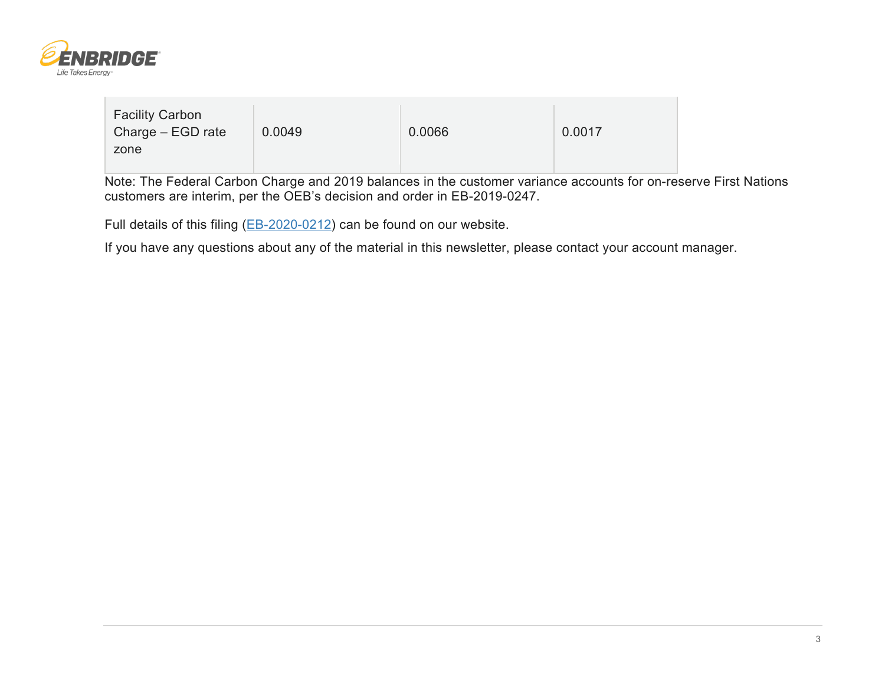| | | | |
|---|---|---|---|
| Facility Carbon Charge – EGD rate zone | 0.0049 | 0.0066 | 0.0017 |

Note: The Federal Carbon Charge and 2019 balances in the customer variance accounts for on-reserve First Nations customers are interim, per the OEB's decision and order in EB-2019-0247.

Full details of this filing (EB-2020-0212) can be found on our website.

If you have any questions about any of the material in this newsletter, please contact your account manager.